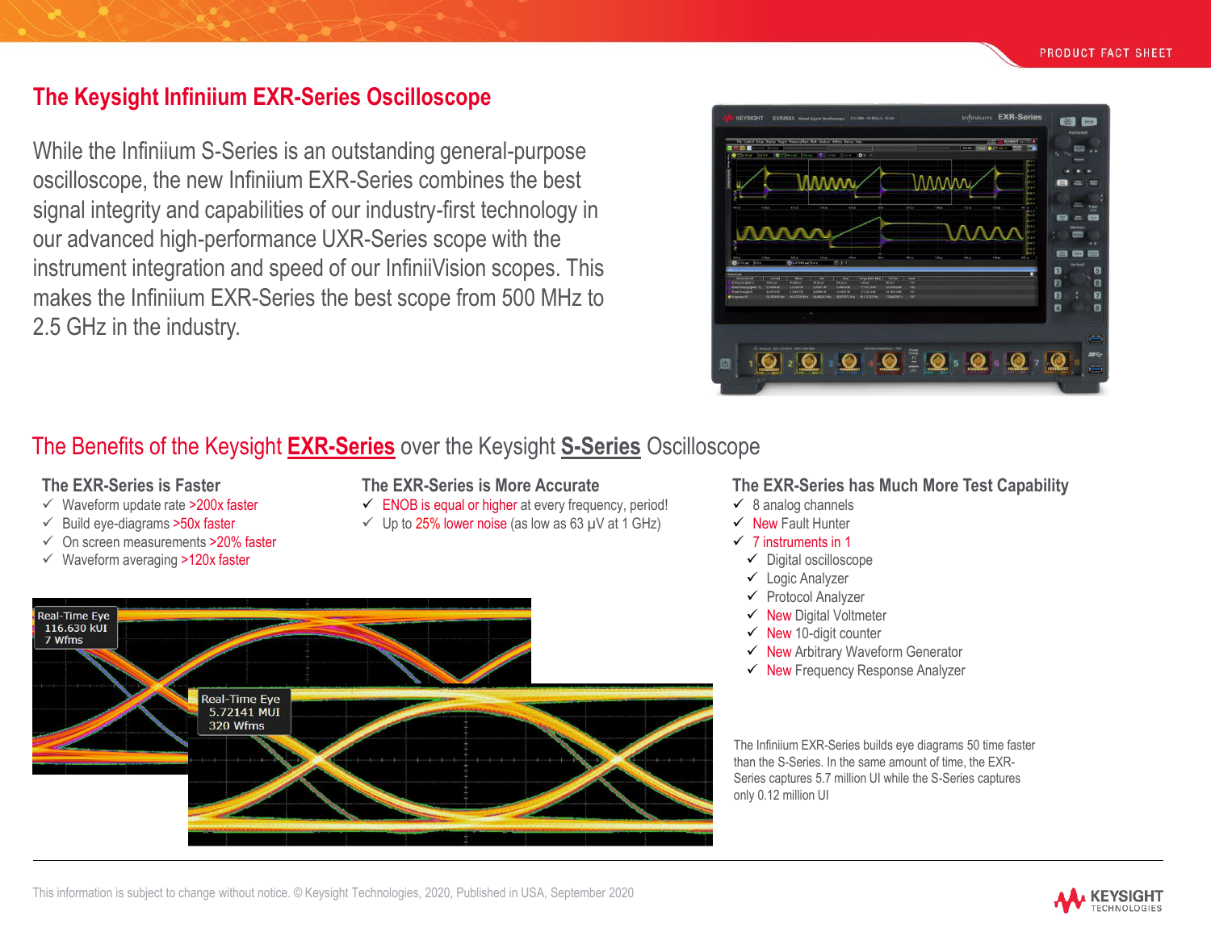# The Keysight Infiniium EXR-Series Oscilloscope

While the Infiniium S-Series is an outstanding general-purpose oscilloscope, the new Infiniium EXR-Series combines the best signal integrity and capabilities of our industry-first technology in our advanced high-performance UXR-Series scope with the instrument integration and speed of our InfiniiVision scopes. This makes the Infiniium EXR-Series the best scope from 500 MHz to 2.5 GHz in the industry.

## The Benefits of the Keysight EXR-Series over the Keysight S-Series Oscilloscope

### The EXR-Series is Faster

- ✓ Waveform update rate >200x faster
- ✓ Build eye-diagrams >50x faster
- ✓ On screen measurements >20% faster
- ✓ Waveform averaging >120x faster

### The EXR-Series is More Accurate

- ✓ ENOB is equal or higher at every frequency, period!
- ✓ Up to 25% lower noise (as low as 63 µV at 1 GHz)

### The EXR-Series has Much More Test Capability

- ✓ 8 analog channels
- ✓ New Fault Hunter
- ✓ 7 instruments in 1
  - ✓ Digital oscilloscope
  - ✓ Logic Analyzer
  - ✓ Protocol Analyzer
  - ✓ New Digital Voltmeter
  - ✓ New 10-digit counter
  - ✓ New Arbitrary Waveform Generator
  - ✓ New Frequency Response Analyzer

The Infiniium EXR-Series builds eye diagrams 50 time faster than the S-Series. In the same amount of time, the EXR-Series captures 5.7 million UI while the S-Series captures only 0.12 million UI

This information is subject to change without notice. © Keysight Technologies, 2020, Published in USA, September 2020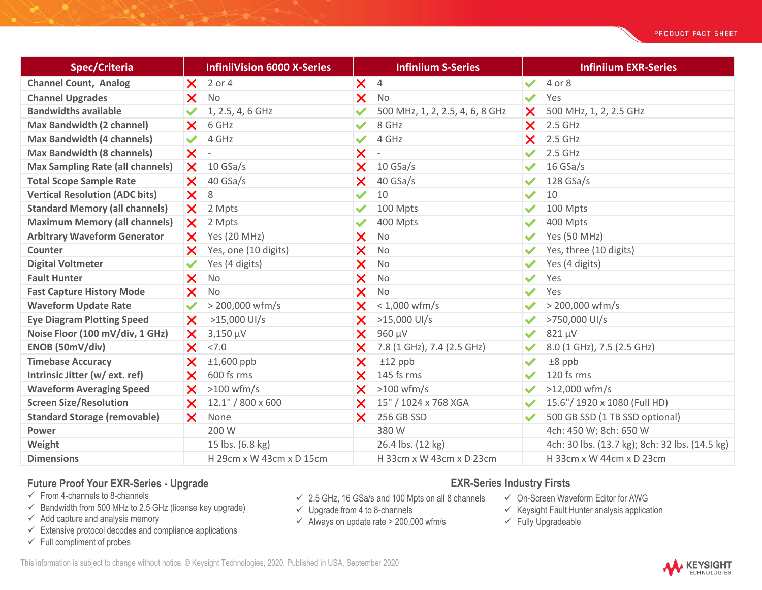| Spec/Criteria | InfiniiVision 6000 X-Series | Infiniium S-Series | Infiniium EXR-Series |
|---|---|---|---|
| Channel Count, Analog | ✗ 2 or 4 | ✗ 4 | ✓ 4 or 8 |
| Channel Upgrades | ✗ No | ✗ No | ✓ Yes |
| Bandwidths available | ✓ 1, 2.5, 4, 6 GHz | ✓ 500 MHz, 1, 2, 2.5, 4, 6, 8 GHz | ✗ 500 MHz, 1, 2, 2.5 GHz |
| Max Bandwidth (2 channel) | ✗ 6 GHz | ✓ 8 GHz | ✗ 2.5 GHz |
| Max Bandwidth (4 channels) | ✓ 4 GHz | ✓ 4 GHz | ✗ 2.5 GHz |
| Max Bandwidth (8 channels) | ✗ - | ✗ - | ✓ 2.5 GHz |
| Max Sampling Rate (all channels) | ✗ 10 GSa/s | ✗ 10 GSa/s | ✓ 16 GSa/s |
| Total Scope Sample Rate | ✗ 40 GSa/s | ✗ 40 GSa/s | ✓ 128 GSa/s |
| Vertical Resolution (ADC bits) | ✗ 8 | ✓ 10 | ✓ 10 |
| Standard Memory (all channels) | ✗ 2 Mpts | ✓ 100 Mpts | ✓ 100 Mpts |
| Maximum Memory (all channels) | ✗ 2 Mpts | ✓ 400 Mpts | ✓ 400 Mpts |
| Arbitrary Waveform Generator | ✗ Yes (20 MHz) | ✗ No | ✓ Yes (50 MHz) |
| Counter | ✗ Yes, one (10 digits) | ✗ No | ✓ Yes, three (10 digits) |
| Digital Voltmeter | ✓ Yes (4 digits) | ✗ No | ✓ Yes (4 digits) |
| Fault Hunter | ✗ No | ✗ No | ✓ Yes |
| Fast Capture History Mode | ✗ No | ✗ No | ✓ Yes |
| Waveform Update Rate | ✓ > 200,000 wfm/s | ✗ < 1,000 wfm/s | ✓ > 200,000 wfm/s |
| Eye Diagram Plotting Speed | ✗ >15,000 UI/s | ✗ >15,000 UI/s | ✓ >750,000 UI/s |
| Noise Floor (100 mV/div, 1 GHz) | ✗ 3,150 µV | ✗ 960 µV | ✓ 821 µV |
| ENOB (50mV/div) | ✗ <7.0 | ✗ 7.8 (1 GHz), 7.4 (2.5 GHz) | ✓ 8.0 (1 GHz), 7.5 (2.5 GHz) |
| Timebase Accuracy | ✗ ±1,600 ppb | ✗ ±12 ppb | ✓ ±8 ppb |
| Intrinsic Jitter (w/ ext. ref) | ✗ 600 fs rms | ✗ 145 fs rms | ✓ 120 fs rms |
| Waveform Averaging Speed | ✗ >100 wfm/s | ✗ >100 wfm/s | ✓ >12,000 wfm/s |
| Screen Size/Resolution | ✗ 12.1" / 800 x 600 | ✗ 15" / 1024 x 768 XGA | ✓ 15.6"/ 1920 x 1080 (Full HD) |
| Standard Storage (removable) | ✗ None | ✗ 256 GB SSD | ✓ 500 GB SSD (1 TB SSD optional) |
| Power | 200 W | 380 W | 4ch: 450 W; 8ch: 650 W |
| Weight | 15 lbs. (6.8 kg) | 26.4 lbs. (12 kg) | 4ch: 30 lbs. (13.7 kg); 8ch: 32 lbs. (14.5 kg) |
| Dimensions | H 29cm x W 43cm x D 15cm | H 33cm x W 43cm x D 23cm | H 33cm x W 44cm x D 23cm |

## Future Proof Your EXR-Series - Upgrade

- ✓ From 4-channels to 8-channels
- ✓ Bandwidth from 500 MHz to 2.5 GHz (license key upgrade)
- ✓ Add capture and analysis memory
- ✓ Extensive protocol decodes and compliance applications
- ✓ Full compliment of probes

## EXR-Series Industry Firsts

- ✓ 2.5 GHz, 16 GSa/s and 100 Mpts on all 8 channels
- ✓ Upgrade from 4 to 8-channels
- ✓ Always on update rate > 200,000 wfm/s
- ✓ On-Screen Waveform Editor for AWG
- ✓ Keysight Fault Hunter analysis application
- ✓ Fully Upgradeable

This information is subject to change without notice. © Keysight Technologies, 2020, Published in USA, September 2020